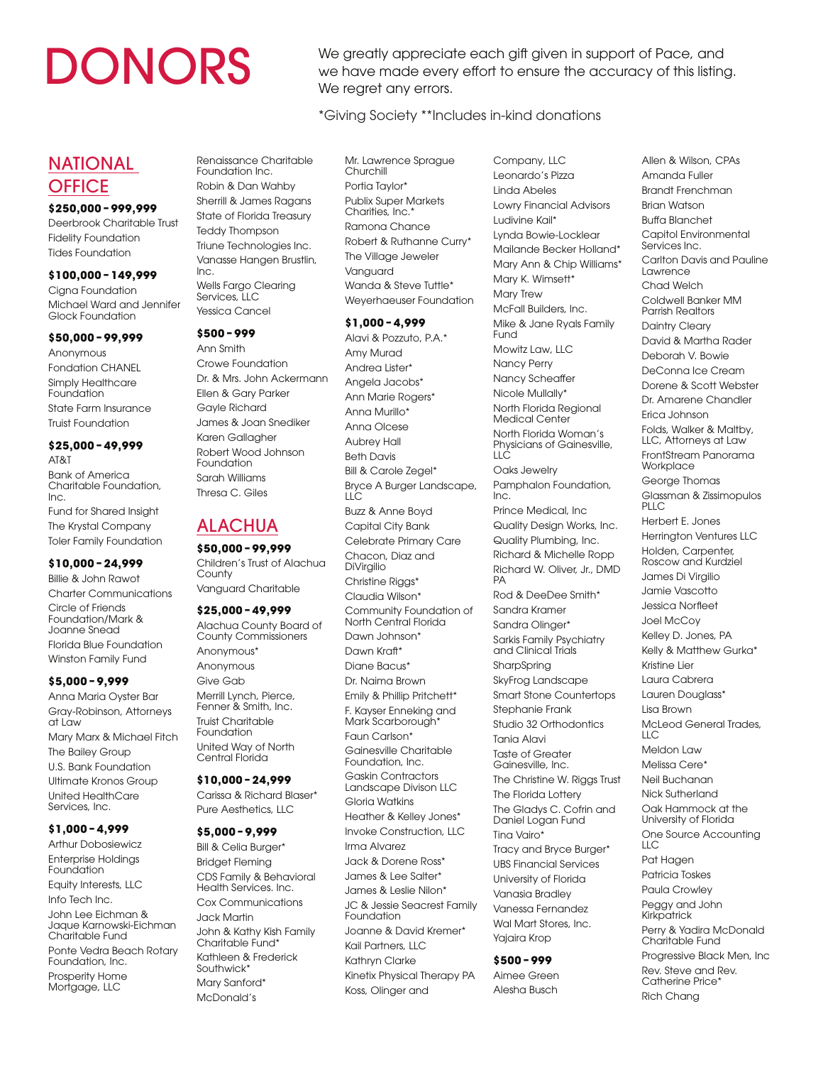# DONORS

We greatly appreciate each gift given in support of Pace, and we have made every effort to ensure the accuracy of this listing. We regret any errors.

*Giving Society **Includes in-kind donations

## NATIONAL OFFICE

### $250,000 - 999,999

Deerbrook Charitable Trust
Fidelity Foundation
Tides Foundation

### $100,000 - 149,999

Cigna Foundation
Michael Ward and Jennifer Glock Foundation

### $50,000 - 99,999

Anonymous
Fondation CHANEL
Simply Healthcare Foundation
State Farm Insurance
Truist Foundation

### $25,000 - 49,999

AT&T
Bank of America Charitable Foundation, Inc.
Fund for Shared Insight
The Krystal Company
Toler Family Foundation

### $10,000 - 24,999

Billie & John Rawot
Charter Communications
Circle of Friends Foundation/Mark & Joanne Snead
Florida Blue Foundation
Winston Family Fund

### $5,000 - 9,999

Anna Maria Oyster Bar
Gray-Robinson, Attorneys at Law
Mary Marx & Michael Fitch
The Bailey Group
U.S. Bank Foundation
Ultimate Kronos Group
United HealthCare Services, Inc.

### $1,000 - 4,999

Arthur Dobosiewicz
Enterprise Holdings Foundation
Equity Interests, LLC
Info Tech Inc.
John Lee Eichman & Jaque Karnowski-Eichman Charitable Fund
Ponte Vedra Beach Rotary Foundation, Inc.
Prosperity Home Mortgage, LLC
Renaissance Charitable Foundation Inc.
Robin & Dan Wahby
Sherrill & James Ragans
State of Florida Treasury
Teddy Thompson
Triune Technologies Inc.
Vanasse Hangen Brustlin, Inc.
Wells Fargo Clearing Services, LLC
Yessica Cancel

### $500 - 999

Ann Smith
Crowe Foundation
Dr. & Mrs. John Ackermann
Ellen & Gary Parker
Gayle Richard
James & Joan Snediker
Karen Gallagher
Robert Wood Johnson Foundation
Sarah Williams
Thresa C. Giles

## ALACHUA

### $50,000 - 99,999

Children's Trust of Alachua County
Vanguard Charitable

### $25,000 - 49,999

Alachua County Board of County Commissioners
Anonymous*
Anonymous
Give Gab
Merrill Lynch, Pierce, Fenner & Smith, Inc.
Truist Charitable Foundation
United Way of North Central Florida

### $10,000 - 24,999

Carissa & Richard Blaser*
Pure Aesthetics, LLC

### $5,000 - 9,999

Bill & Celia Burger*
Bridget Fleming
CDS Family & Behavioral Health Services. Inc.
Cox Communications
Jack Martin
John & Kathy Kish Family Charitable Fund*
Kathleen & Frederick Southwick*
Mary Sanford*
McDonald's
Mr. Lawrence Sprague Churchill
Portia Taylor*
Publix Super Markets Charities, Inc.*
Ramona Chance
Robert & Ruthanne Curry*
The Village Jeweler
Vanguard
Wanda & Steve Tuttle*
Weyerhaeuser Foundation

### $1,000 - 4,999

Alavi & Pozzuto, P.A.*
Amy Murad
Andrea Lister*
Angela Jacobs*
Ann Marie Rogers*
Anna Murillo*
Anna Olcese
Aubrey Hall
Beth Davis
Bill & Carole Zegel*
Bryce A Burger Landscape, LLC
Buzz & Anne Boyd
Capital City Bank
Celebrate Primary Care
Chacon, Diaz and DiVirgilio
Christine Riggs*
Claudia Wilson*
Community Foundation of North Central Florida
Dawn Johnson*
Dawn Kraft*
Diane Bacus*
Dr. Naima Brown
Emily & Phillip Pritchett*
F. Kayser Enneking and Mark Scarborough*
Faun Carlson*
Gainesville Charitable Foundation, Inc.
Gaskin Contractors Landscape Divison LLC
Gloria Watkins
Heather & Kelley Jones*
Invoke Construction, LLC
Irma Alvarez
Jack & Dorene Ross*
James & Lee Salter*
James & Leslie Nilon*
JC & Jessie Seacrest Family Foundation
Joanne & David Kremer*
Kail Partners, LLC
Kathryn Clarke
Kinetix Physical Therapy PA
Koss, Olinger and Company, LLC
Leonardo's Pizza
Linda Abeles
Lowry Financial Advisors
Ludivine Kail*
Lynda Bowie-Locklear
Mailande Becker Holland*
Mary Ann & Chip Williams*
Mary K. Wimsett*
Mary Trew
McFall Builders, Inc.
Mike & Jane Ryals Family Fund
Mowitz Law, LLC
Nancy Perry
Nancy Scheaffer
Nicole Mullally*
North Florida Regional Medical Center
North Florida Woman's Physicians of Gainesville, LLC
Oaks Jewelry
Pamphalon Foundation, Inc.
Prince Medical, Inc
Quality Design Works, Inc.
Quality Plumbing, Inc.
Richard & Michelle Ropp
Richard W. Oliver, Jr., DMD PA
Rod & DeeDee Smith*
Sandra Kramer
Sandra Olinger*
Sarkis Family Psychiatry and Clinical Trials
SharpSpring
SkyFrog Landscape
Smart Stone Countertops
Stephanie Frank
Studio 32 Orthodontics
Tania Alavi
Taste of Greater Gainesville, Inc.
The Christine W. Riggs Trust
The Florida Lottery
The Gladys C. Cofrin and Daniel Logan Fund
Tina Vairo*
Tracy and Bryce Burger*
UBS Financial Services
University of Florida
Vanasia Bradley
Vanessa Fernandez
Wal Mart Stores, Inc.
Yajaira Krop

### $500 - 999

Aimee Green
Alesha Busch
Allen & Wilson, CPAs
Amanda Fuller
Brandt Frenchman
Brian Watson
Buffa Blanchet
Capitol Environmental Services Inc.
Carlton Davis and Pauline Lawrence
Chad Welch
Coldwell Banker MM Parrish Realtors
Daintry Cleary
David & Martha Rader
Deborah V. Bowie
DeConna Ice Cream
Dorene & Scott Webster
Dr. Amarene Chandler
Erica Johnson
Folds, Walker & Maltby, LLC, Attorneys at Law
FrontStream Panorama Workplace
George Thomas
Glassman & Zissimopulos PLLC
Herbert E. Jones
Herrington Ventures LLC
Holden, Carpenter, Roscow and Kurdziel
James Di Virgilio
Jamie Vascotto
Jessica Norfleet
Joel McCoy
Kelley D. Jones, PA
Kelly & Matthew Gurka*
Kristine Lier
Laura Cabrera
Lauren Douglass*
Lisa Brown
McLeod General Trades, LLC
Meldon Law
Melissa Cere*
Neil Buchanan
Nick Sutherland
Oak Hammock at the University of Florida
One Source Accounting LLC
Pat Hagen
Patricia Toskes
Paula Crowley
Peggy and John Kirkpatrick
Perry & Yadira McDonald Charitable Fund
Progressive Black Men, Inc
Rev. Steve and Rev. Catherine Price*
Rich Chang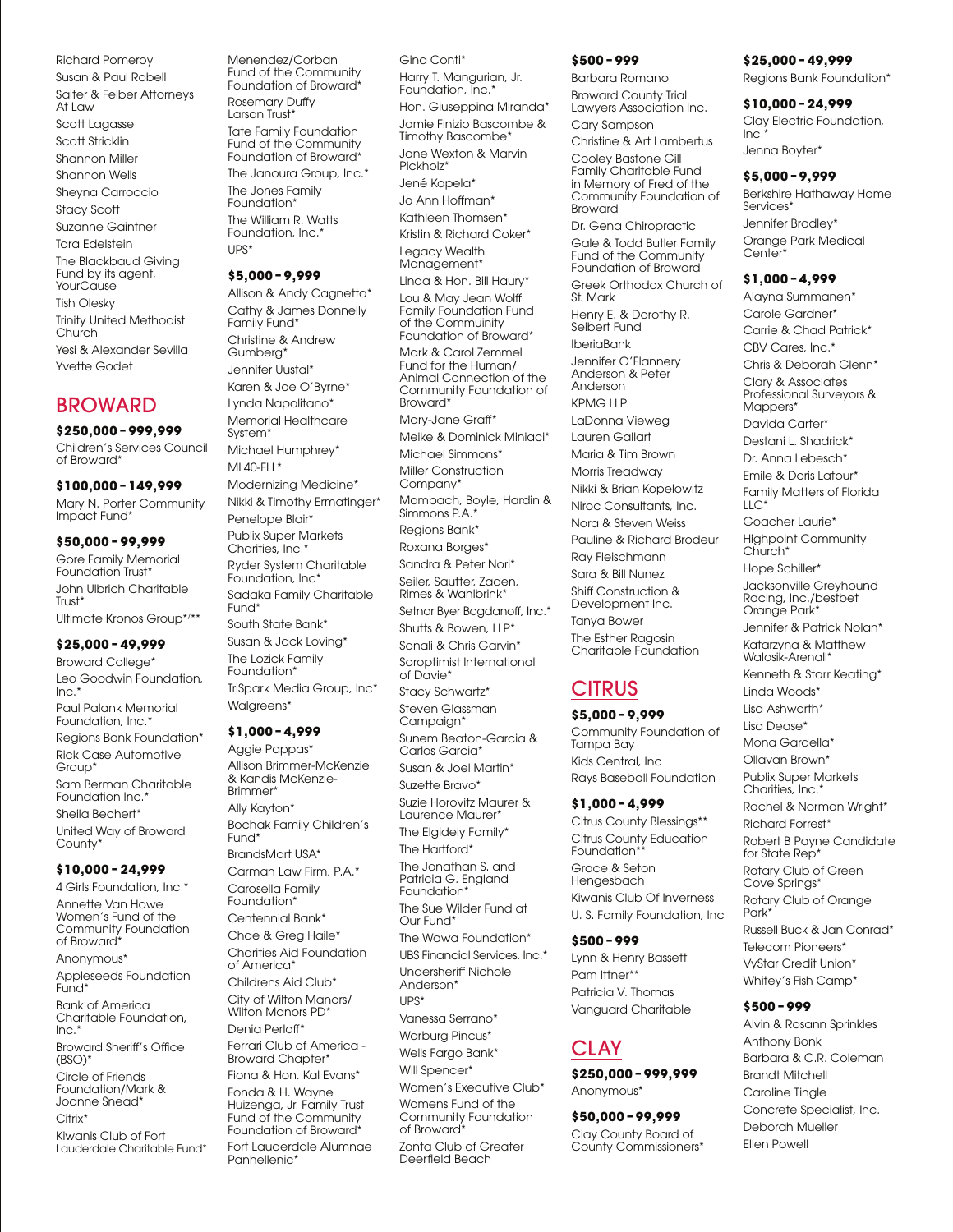Richard Pomeroy
Susan & Paul Robell
Salter & Feiber Attorneys At Law
Scott Lagasse
Scott Stricklin
Shannon Miller
Shannon Wells
Sheyna Carroccio
Stacy Scott
Suzanne Gaintner
Tara Edelstein
The Blackbaud Giving Fund by its agent, YourCause
Tish Olesky
Trinity United Methodist Church
Yesi & Alexander Sevilla
Yvette Godet

## BROWARD

**$250,000 - 999,999**

Children's Services Council of Broward*

**$100,000 - 149,999**

Mary N. Porter Community Impact Fund*

**$50,000 - 99,999**

Gore Family Memorial Foundation Trust*
John Ulbrich Charitable Trust*
Ultimate Kronos Group*/**

**$25,000 - 49,999**

Broward College*
Leo Goodwin Foundation, Inc.*
Paul Palank Memorial Foundation, Inc.*
Regions Bank Foundation*
Rick Case Automotive Group*
Sam Berman Charitable Foundation Inc.*
Sheila Bechert*
United Way of Broward County*

**$10,000 - 24,999**

4 Girls Foundation, Inc.*
Annette Van Howe Women's Fund of the Community Foundation of Broward*
Anonymous*
Appleseeds Foundation Fund*
Bank of America Charitable Foundation, Inc.*
Broward Sheriff's Office (BSO)*
Circle of Friends Foundation/Mark & Joanne Snead*
Citrix*
Kiwanis Club of Fort Lauderdale Charitable Fund*
Menendez/Corban Fund of the Community Foundation of Broward*
Rosemary Duffy Larson Trust*
Tate Family Foundation Fund of the Community Foundation of Broward*
The Janoura Group, Inc.*
The Jones Family Foundation*
The William R. Watts Foundation, Inc.*
UPS*

**$5,000 - 9,999**

Allison & Andy Cagnetta*
Cathy & James Donnelly Family Fund*
Christine & Andrew Gumberg*
Jennifer Uustal*
Karen & Joe O'Byrne*
Lynda Napolitano*
Memorial Healthcare System*
Michael Humphrey*
ML40-FLL*
Modernizing Medicine*
Nikki & Timothy Ermatinger*
Penelope Blair*
Publix Super Markets Charities, Inc.*
Ryder System Charitable Foundation, Inc*
Sadaka Family Charitable Fund*
South State Bank*
Susan & Jack Loving*
The Lozick Family Foundation*
TriSpark Media Group, Inc*
Walgreens*

**$1,000 - 4,999**

Aggie Pappas*
Allison Brimmer-McKenzie & Kandis McKenzie-Brimmer*
Ally Kayton*
Bochak Family Children's Fund*
BrandsMart USA*
Carman Law Firm, P.A.*
Carosella Family Foundation*
Centennial Bank*
Chae & Greg Haile*
Charities Aid Foundation of America*
Childrens Aid Club*
City of Wilton Manors/ Wilton Manors PD*
Denia Perloff*
Ferrari Club of America - Broward Chapter*
Fiona & Hon. Kal Evans*
Fonda & H. Wayne Huizenga, Jr. Family Trust Fund of the Community Foundation of Broward*
Fort Lauderdale Alumnae Panhellenic*
Gina Conti*
Harry T. Mangurian, Jr. Foundation, Inc.*
Hon. Giuseppina Miranda*
Jamie Finizio Bascombe & Timothy Bascombe*
Jane Wexton & Marvin Pickholz*
Jené Kapela*
Jo Ann Hoffman*
Kathleen Thomsen*
Kristin & Richard Coker*
Legacy Wealth Management*
Linda & Hon. Bill Haury*
Lou & May Jean Wolff Family Foundation Fund of the Community Foundation of Broward*
Mark & Carol Zemmel Fund for the Human/ Animal Connection of the Community Foundation of Broward*
Mary-Jane Graff*
Meike & Dominick Miniaci*
Michael Simmons*
Miller Construction Company*
Mombach, Boyle, Hardin & Simmons P.A.*
Regions Bank*
Roxana Borges*
Sandra & Peter Nori*
Seiler, Sautter, Zaden, Rimes & Wahlbrink*
Setnor Byer Bogdanoff, Inc.*
Shutts & Bowen, LLP*
Sonali & Chris Garvin*
Soroptimist International of Davie*
Stacy Schwartz*
Steven Glassman Campaign*
Sunem Beaton-Garcia & Carlos Garcia*
Susan & Joel Martin*
Suzette Bravo*
Suzie Horovitz Maurer & Laurence Maurer*
The Elgidely Family*
The Hartford*
The Jonathan S. and Patricia G. England Foundation*
The Sue Wilder Fund at Our Fund*
The Wawa Foundation*
UBS Financial Services. Inc.*
Undersheriff Nichole Anderson*
UPS*
Vanessa Serrano*
Warburg Pincus*
Wells Fargo Bank*
Will Spencer*
Women's Executive Club*
Womens Fund of the Community Foundation of Broward*
Zonta Club of Greater Deerfield Beach

**$500 - 999**

Barbara Romano
Broward County Trial Lawyers Association Inc.
Cary Sampson
Christine & Art Lambertus
Cooley Bastone Gill Family Charitable Fund in Memory of Fred of the Community Foundation of Broward
Dr. Gena Chiropractic
Gale & Todd Butler Family Fund of the Community Foundation of Broward
Greek Orthodox Church of St. Mark
Henry E. & Dorothy R. Seibert Fund
IberiaBank
Jennifer O'Flannery Anderson & Peter Anderson
KPMG LLP
LaDonna Vieweg
Lauren Gallart
Maria & Tim Brown
Morris Treadway
Nikki & Brian Kopelowitz
Niroc Consultants, Inc.
Nora & Steven Weiss
Pauline & Richard Brodeur
Ray Fleischmann
Sara & Bill Nunez
Shiff Construction & Development Inc.
Tanya Bower
The Esther Ragosin Charitable Foundation

## CITRUS

**$5,000 - 9,999**

Community Foundation of Tampa Bay
Kids Central, Inc
Rays Baseball Foundation

**$1,000 - 4,999**

Citrus County Blessings**
Citrus County Education Foundation**
Grace & Seton Hengesbach
Kiwanis Club Of Inverness
U. S. Family Foundation, Inc

**$500 - 999**

Lynn & Henry Bassett
Pam Ittner**
Patricia V. Thomas
Vanguard Charitable

## CLAY

**$250,000 - 999,999**

Anonymous*

**$50,000 - 99,999**

Clay County Board of County Commissioners*

**$25,000 - 49,999**

Regions Bank Foundation*

**$10,000 - 24,999**

Clay Electric Foundation, Inc.*
Jenna Boyter*

**$5,000 - 9,999**

Berkshire Hathaway Home Services*
Jennifer Bradley*
Orange Park Medical Center*

**$1,000 - 4,999**

Alayna Summanen*
Carole Gardner*
Carrie & Chad Patrick*
CBV Cares, Inc.*
Chris & Deborah Glenn*
Clary & Associates Professional Surveyors & Mappers*
Davida Carter*
Destani L. Shadrick*
Dr. Anna Lebesch*
Emile & Doris Latour*
Family Matters of Florida LLC*
Goacher Laurie*
Highpoint Community Church*
Hope Schiller*
Jacksonville Greyhound Racing, Inc./bestbet Orange Park*
Jennifer & Patrick Nolan*
Katarzyna & Matthew Walosik-Arenall*
Kenneth & Starr Keating*
Linda Woods*
Lisa Ashworth*
Lisa Dease*
Mona Gardella*
Ollavan Brown*
Publix Super Markets Charities, Inc.*
Rachel & Norman Wright*
Richard Forrest*
Robert B Payne Candidate for State Rep*
Rotary Club of Green Cove Springs*
Rotary Club of Orange Park*
Russell Buck & Jan Conrad*
Telecom Pioneers*
VyStar Credit Union*
Whitey's Fish Camp*

**$500 - 999**

Alvin & Rosann Sprinkles
Anthony Bonk
Barbara & C.R. Coleman
Brandt Mitchell
Caroline Tingle
Concrete Specialist, Inc.
Deborah Mueller
Ellen Powell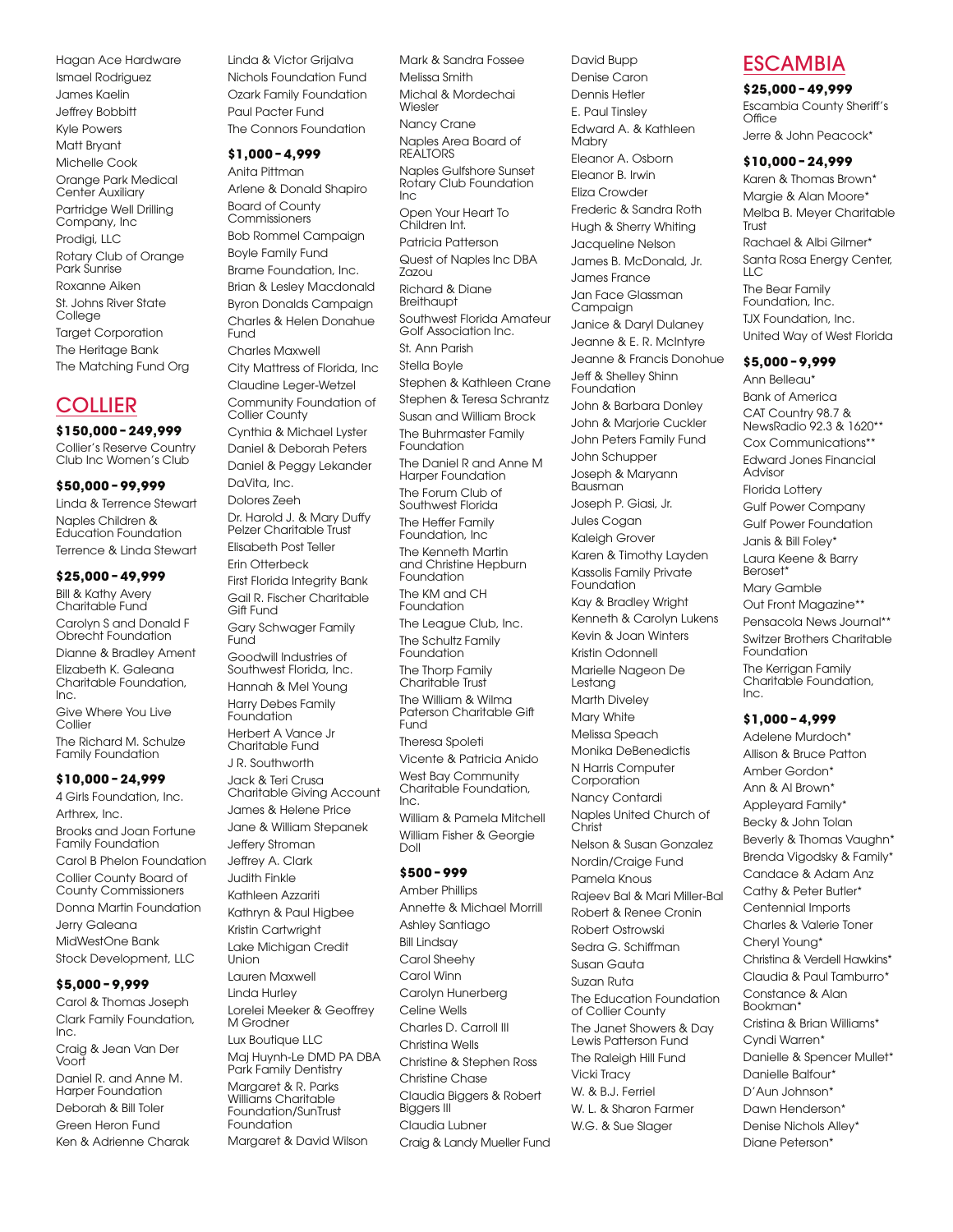Hagan Ace Hardware
Ismael Rodriguez
James Kaelin
Jeffrey Bobbitt
Kyle Powers
Matt Bryant
Michelle Cook
Orange Park Medical Center Auxiliary
Partridge Well Drilling Company, Inc
Prodigi, LLC
Rotary Club of Orange Park Sunrise
Roxanne Aiken
St. Johns River State College
Target Corporation
The Heritage Bank
The Matching Fund Org

## COLLIER

### $150,000 - 249,999

Collier's Reserve Country Club Inc Women's Club

### $50,000 - 99,999

Linda & Terrence Stewart
Naples Children & Education Foundation
Terrence & Linda Stewart

### $25,000 - 49,999

Bill & Kathy Avery Charitable Fund
Carolyn S and Donald F Obrecht Foundation
Dianne & Bradley Ament
Elizabeth K. Galeana Charitable Foundation, Inc.
Give Where You Live Collier
The Richard M. Schulze Family Foundation

### $10,000 - 24,999

4 Girls Foundation, Inc.
Arthrex, Inc.
Brooks and Joan Fortune Family Foundation
Carol B Phelon Foundation
Collier County Board of County Commissioners
Donna Martin Foundation
Jerry Galeana
MidWestOne Bank
Stock Development, LLC

### $5,000 - 9,999

Carol & Thomas Joseph
Clark Family Foundation, Inc.
Craig & Jean Van Der Voort
Daniel R. and Anne M. Harper Foundation
Deborah & Bill Toler
Green Heron Fund
Ken & Adrienne Charak
Linda & Victor Grijalva
Nichols Foundation Fund
Ozark Family Foundation
Paul Pacter Fund
The Connors Foundation

### $1,000 - 4,999

Anita Pittman
Arlene & Donald Shapiro
Board of County Commissioners
Bob Rommel Campaign
Boyle Family Fund
Brame Foundation, Inc.
Brian & Lesley Macdonald
Byron Donalds Campaign
Charles & Helen Donahue Fund
Charles Maxwell
City Mattress of Florida, Inc
Claudine Leger-Wetzel
Community Foundation of Collier County
Cynthia & Michael Lyster
Daniel & Deborah Peters
Daniel & Peggy Lekander
DaVita, Inc.
Dolores Zeeh
Dr. Harold J. & Mary Duffy Pelzer Charitable Trust
Elisabeth Post Teller
Erin Otterbeck
First Florida Integrity Bank
Gail R. Fischer Charitable Gift Fund
Gary Schwager Family Fund
Goodwill Industries of Southwest Florida, Inc.
Hannah & Mel Young
Harry Debes Family Foundation
Herbert A Vance Jr Charitable Fund
J R. Southworth
Jack & Teri Crusa Charitable Giving Account
James & Helene Price
Jane & William Stepanek
Jeffery Stroman
Jeffrey A. Clark
Judith Finkle
Kathleen Azzariti
Kathryn & Paul Higbee
Kristin Cartwright
Lake Michigan Credit Union
Lauren Maxwell
Linda Hurley
Lorelei Meeker & Geoffrey M Grodner
Lux Boutique LLC
Maj Huynh-Le DMD PA DBA Park Family Dentistry
Margaret & R. Parks Williams Charitable Foundation/SunTrust Foundation
Margaret & David Wilson
Mark & Sandra Fossee
Melissa Smith
Michal & Mordechai Wiesler
Nancy Crane
Naples Area Board of REALTORS
Naples Gulfshore Sunset Rotary Club Foundation Inc
Open Your Heart To Children Int.
Patricia Patterson
Quest of Naples Inc DBA Zazou
Richard & Diane Breithaupt
Southwest Florida Amateur Golf Association Inc.
St. Ann Parish
Stella Boyle
Stephen & Kathleen Crane
Stephen & Teresa Schrantz
Susan and William Brock
The Buhrmaster Family Foundation
The Daniel R and Anne M Harper Foundation
The Forum Club of Southwest Florida
The Heffer Family Foundation, Inc
The Kenneth Martin and Christine Hepburn Foundation
The KM and CH Foundation
The League Club, Inc.
The Schultz Family Foundation
The Thorp Family Charitable Trust
The William & Wilma Paterson Charitable Gift Fund
Theresa Spoleti
Vicente & Patricia Anido
West Bay Community Charitable Foundation, Inc.
William & Pamela Mitchell
William Fisher & Georgie Doll

### $500 - 999

Amber Phillips
Annette & Michael Morrill
Ashley Santiago
Bill Lindsay
Carol Sheehy
Carol Winn
Carolyn Hunerberg
Celine Wells
Charles D. Carroll III
Christina Wells
Christine & Stephen Ross
Christine Chase
Claudia Biggers & Robert Biggers III
Claudia Lubner
Craig & Landy Mueller Fund
David Bupp
Denise Caron
Dennis Hetler
E. Paul Tinsley
Edward A. & Kathleen Mabry
Eleanor A. Osborn
Eleanor B. Irwin
Eliza Crowder
Frederic & Sandra Roth
Hugh & Sherry Whiting
Jacqueline Nelson
James B. McDonald, Jr.
James France
Jan Face Glassman Campaign
Janice & Daryl Dulaney
Jeanne & E. R. McIntyre
Jeanne & Francis Donohue
Jeff & Shelley Shinn Foundation
John & Barbara Donley
John & Marjorie Cuckler
John Peters Family Fund
John Schupper
Joseph & Maryann Bausman
Joseph P. Giasi, Jr.
Jules Cogan
Kaleigh Grover
Karen & Timothy Layden
Kassolis Family Private Foundation
Kay & Bradley Wright
Kenneth & Carolyn Lukens
Kevin & Joan Winters
Kristin Odonnell
Marielle Nageon De Lestang
Marth Diveley
Mary White
Melissa Speach
Monika DeBenedictis
N Harris Computer Corporation
Nancy Contardi
Naples United Church of Christ
Nelson & Susan Gonzalez
Nordin/Craige Fund
Pamela Knous
Rajeev Bal & Mari Miller-Bal
Robert & Renee Cronin
Robert Ostrowski
Sedra G. Schiffman
Susan Gauta
Suzan Ruta
The Education Foundation of Collier County
The Janet Showers & Day Lewis Patterson Fund
The Raleigh Hill Fund
Vicki Tracy
W. & B.J. Ferriel
W. L. & Sharon Farmer
W.G. & Sue Slager

## ESCAMBIA

### $25,000 - 49,999

Escambia County Sheriff's Office
Jerre & John Peacock*

### $10,000 - 24,999

Karen & Thomas Brown*
Margie & Alan Moore*
Melba B. Meyer Charitable Trust
Rachael & Albi Gilmer*
Santa Rosa Energy Center, LLC
The Bear Family Foundation, Inc.
TJX Foundation, Inc.
United Way of West Florida

### $5,000 - 9,999

Ann Belleau*
Bank of America
CAT Country 98.7 & NewsRadio 92.3 & 1620**
Cox Communications**
Edward Jones Financial Advisor
Florida Lottery
Gulf Power Company
Gulf Power Foundation
Janis & Bill Foley*
Laura Keene & Barry Beroset*
Mary Gamble
Out Front Magazine**
Pensacola News Journal**
Switzer Brothers Charitable Foundation
The Kerrigan Family Charitable Foundation, Inc.

### $1,000 - 4,999

Adelene Murdoch*
Allison & Bruce Patton
Amber Gordon*
Ann & Al Brown*
Appleyard Family*
Becky & John Tolan
Beverly & Thomas Vaughn*
Brenda Vigodsky & Family*
Candace & Adam Anz
Cathy & Peter Butler*
Centennial Imports
Charles & Valerie Toner
Cheryl Young*
Christina & Verdell Hawkins*
Claudia & Paul Tamburro*
Constance & Alan Bookman*
Cristina & Brian Williams*
Cyndi Warren*
Danielle & Spencer Mullet*
Danielle Balfour*
D'Aun Johnson*
Dawn Henderson*
Denise Nichols Alley*
Diane Peterson*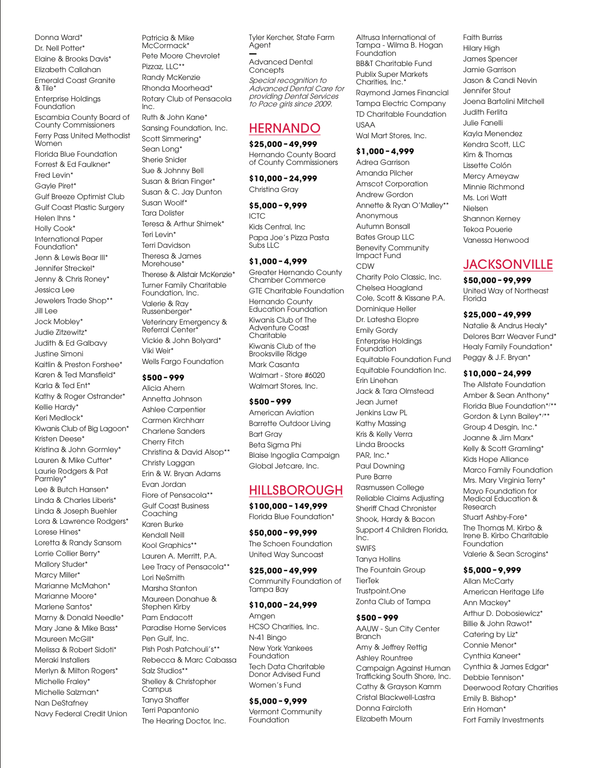Donna Ward*
Dr. Nell Potter*
Elaine & Brooks Davis*
Elizabeth Callahan
Emerald Coast Granite & Tile*
Enterprise Holdings Foundation
Escambia County Board of County Commissioners
Ferry Pass United Methodist Women
Florida Blue Foundation
Forrest & Ed Faulkner*
Fred Levin*
Gayle Piret*
Gulf Breeze Optimist Club
Gulf Coast Plastic Surgery
Helen Ihns *
Holly Cook*
International Paper Foundation*
Jenn & Lewis Bear III*
Jennifer Streckel*
Jenny & Chris Roney*
Jessica Lee
Jewelers Trade Shop**
Jill Lee
Jock Mobley*
Judie Zitzewitz*
Judith & Ed Galbavy
Justine Simoni
Kaitlin & Preston Forshee*
Karen & Ted Mansfield*
Karla & Ted Ent*
Kathy & Roger Ostrander*
Kellie Hardy*
Keri Medlock*
Kiwanis Club of Big Lagoon*
Kristen Deese*
Kristina & John Gormley*
Lauren & Mike Cutter*
Laurie Rodgers & Pat Parmley*
Lee & Butch Hansen*
Linda & Charles Liberis*
Linda & Joseph Buehler
Lora & Lawrence Rodgers*
Lorese Hines*
Loretta & Randy Sansom
Lorrie Collier Berry*
Mallory Studer*
Marcy Miller*
Marianne McMahon*
Marianne Moore*
Marlene Santos*
Marny & Donald Needle*
Mary Jane & Mike Bass*
Maureen McGill*
Melissa & Robert Sidoti*
Meraki Installers
Merlyn & Milton Rogers*
Michelle Fraley*
Michelle Salzman*
Nan DeStafney
Navy Federal Credit Union
Patricia & Mike McCormack*
Pete Moore Chevrolet
Pizzaz, LLC**
Randy McKenzie
Rhonda Moorhead*
Rotary Club of Pensacola Inc.
Ruth & John Kane*
Sansing Foundation, Inc.
Scott Simmering*
Sean Long*
Sherie Snider
Sue & Johnny Bell
Susan & Brian Finger*
Susan & C. Jay Dunton
Susan Woolf*
Tara Dolister
Teresa & Arthur Shimek*
Teri Levin*
Terri Davidson
Theresa & James Morehouse*
Therese & Alistair McKenzie*
Turner Family Charitable Foundation, Inc.
Valerie & Ray Russenberger*
Veterinary Emergency & Referral Center*
Vickie & John Bolyard*
Viki Weir*
Wells Fargo Foundation

**$500 - 999**
Alicia Ahern
Annetta Johnson
Ashlee Carpentier
Carmen Kirchharr
Charlene Sanders
Cherry Fitch
Christina & David Alsop**
Christy Laggan
Erin & W. Bryan Adams
Evan Jordan
Fiore of Pensacola**
Gulf Coast Business Coaching
Karen Burke
Kendall Neill
Kool Graphics**
Lauren A. Merritt, P.A.
Lee Tracy of Pensacola**
Lori NeSmith
Marsha Stanton
Maureen Donahue & Stephen Kirby
Pam Endacott
Paradise Home Services
Pen Gulf, Inc.
Pish Posh Patchouli's**
Rebecca & Marc Cabassa
Salz Studios**
Shelley & Christopher Campus
Tanya Shaffer
Terri Papantonio
The Hearing Doctor, Inc.
Tyler Kercher, State Farm Agent

—

Advanced Dental Concepts

*Special recognition to Advanced Dental Care for providing Dental Services to Pace girls since 2009.*

## HERNANDO

**$25,000 - 49,999**
Hernando County Board of County Commissioners

**$10,000 - 24,999**
Christina Gray

**$5,000 - 9,999**
ICTC
Kids Central, Inc
Papa Joe's Pizza Pasta Subs LLC

**$1,000 - 4,999**
Greater Hernando County Chamber Commerce
GTE Charitable Foundation
Hernando County Education Foundation
Kiwanis Club of The Adventure Coast Charitable
Kiwanis Club of the Brooksville Ridge
Mark Casanta
Walmart - Store #6020
Walmart Stores, Inc.

**$500 - 999**
American Aviation
Barrette Outdoor Living
Bart Gray
Beta Sigma Phi
Blaise Ingoglia Campaign
Global Jetcare, Inc.

## HILLSBOROUGH

**$100,000 - 149,999**
Florida Blue Foundation*

**$50,000 - 99,999**
The Schoen Foundation
United Way Suncoast

**$25,000 - 49,999**
Community Foundation of Tampa Bay

**$10,000 - 24,999**
Amgen
HCSO Charities, Inc.
N-41 Bingo
New York Yankees Foundation
Tech Data Charitable Donor Advised Fund
Women's Fund

**$5,000 - 9,999**
Vermont Community Foundation
Altrusa International of Tampa - Wilma B. Hogan Foundation
BB&T Charitable Fund
Publix Super Markets Charities, Inc.*
Raymond James Financial
Tampa Electric Company
TD Charitable Foundation
USAA
Wal Mart Stores, Inc.

**$1,000 - 4,999**
Adrea Garrison
Amanda Pilcher
Amscot Corporation
Andrew Gordon
Annette & Ryan O'Malley**
Anonymous
Autumn Bonsall
Bates Group LLC
Benevity Community Impact Fund
CDW
Charity Polo Classic, Inc.
Chelsea Hoagland
Cole, Scott & Kissane P.A.
Dominique Heller
Dr. Latesha Elopre
Emily Gordy
Enterprise Holdings Foundation
Equitable Foundation Fund
Equitable Foundation Inc.
Erin Linehan
Jack & Tara Olmstead
Jean Jumet
Jenkins Law PL
Kathy Massing
Kris & Kelly Verra
Linda Broocks
PAR, Inc.*
Paul Downing
Pure Barre
Rasmussen College
Reliable Claims Adjusting
Sheriff Chad Chronister
Shook, Hardy & Bacon
Support 4 Children Florida, Inc.
SWIFS
Tanya Hollins
The Fountain Group
TierTek
Trustpoint.One
Zonta Club of Tampa

**$500 - 999**
AAUW - Sun City Center Branch
Amy & Jeffrey Rettig
Ashley Rountree
Campaign Against Human Trafficking South Shore, Inc.
Cathy & Grayson Kamm
Cristal Blackwell-Lastra
Donna Faircloth
Elizabeth Moum
Faith Burriss
Hilary High
James Spencer
Jamie Garrison
Jason & Candi Nevin
Jennifer Stout
Joena Bartolini Mitchell
Judith Ferlita
Julie Fanelli
Kayla Menendez
Kendra Scott, LLC
Kim & Thomas
Lissette Colón
Mercy Ameyaw
Minnie Richmond
Ms. Lori Watt
Nielsen
Shannon Kerney
Tekoa Pouerie
Vanessa Henwood

## JACKSONVILLE

**$50,000 - 99,999**
United Way of Northeast Florida

**$25,000 - 49,999**
Natalie & Andrus Healy*
Delores Barr Weaver Fund*
Healy Family Foundation*
Peggy & J.F. Bryan*

**$10,000 - 24,999**
The Allstate Foundation
Amber & Sean Anthony*
Florida Blue Foundation*/**
Gordon & Lynn Bailey*/**
Group 4 Desgin, Inc.*
Joanne & Jim Marx*
Kelly & Scott Gramling*
Kids Hope Alliance
Marco Family Foundation
Mrs. Mary Virginia Terry*
Mayo Foundation for Medical Education & Research
Stuart Ashby-Fore*
The Thomas M. Kirbo & Irene B. Kirbo Charitable Foundation
Valerie & Sean Scrogins*

**$5,000 - 9,999**
Allan McCarty
American Heritage Life
Ann Mackey*
Arthur D. Dobosiewicz*
Billie & John Rawot*
Catering by Liz*
Connie Menor*
Cynthia Kaneer*
Cynthia & James Edgar*
Debbie Tennison*
Deerwood Rotary Charities
Emily B. Bishop*
Erin Homan*
Fort Family Investments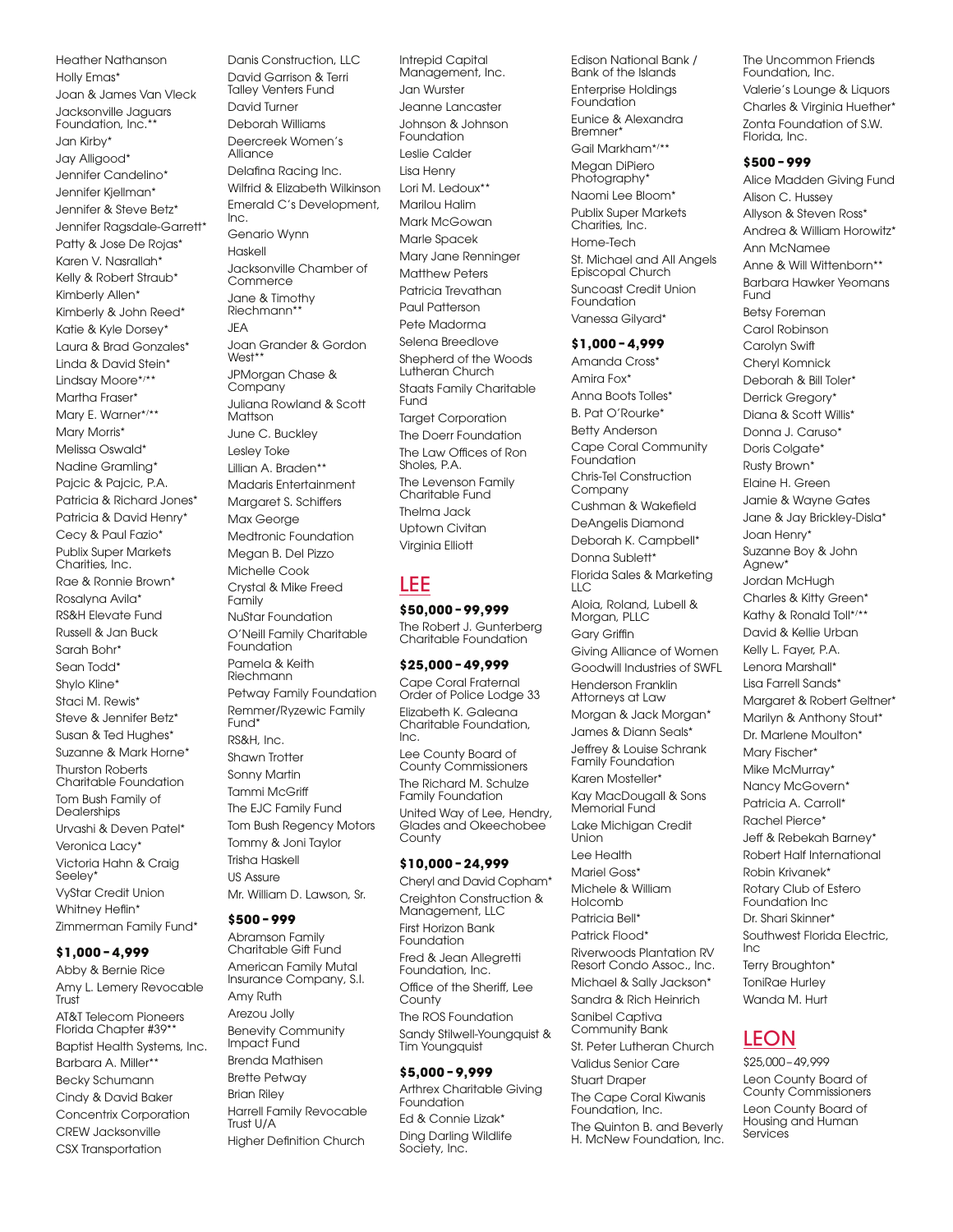Heather Nathanson
Holly Emas*
Joan & James Van Vleck
Jacksonville Jaguars Foundation, Inc.**
Jan Kirby*
Jay Alligood*
Jennifer Candelino*
Jennifer Kjellman*
Jennifer & Steve Betz*
Jennifer Ragsdale-Garrett*
Patty & Jose De Rojas*
Karen V. Nasrallah*
Kelly & Robert Straub*
Kimberly Allen*
Kimberly & John Reed*
Katie & Kyle Dorsey*
Laura & Brad Gonzales*
Linda & David Stein*
Lindsay Moore*/**
Martha Fraser*
Mary E. Warner*/**
Mary Morris*
Melissa Oswald*
Nadine Gramling*
Pajcic & Pajcic, P.A.
Patricia & Richard Jones*
Patricia & David Henry*
Cecy & Paul Fazio*
Publix Super Markets Charities, Inc.
Rae & Ronnie Brown*
Rosalyna Avila*
RS&H Elevate Fund
Russell & Jan Buck
Sarah Bohr*
Sean Todd*
Shylo Kline*
Staci M. Rewis*
Steve & Jennifer Betz*
Susan & Ted Hughes*
Suzanne & Mark Horne*
Thurston Roberts Charitable Foundation
Tom Bush Family of Dealerships
Urvashi & Deven Patel*
Veronica Lacy*
Victoria Hahn & Craig Seeley*
VyStar Credit Union
Whitney Heflin*
Zimmerman Family Fund*

**$1,000 - 4,999**

Abby & Bernie Rice
Amy L. Lemery Revocable Trust
AT&T Telecom Pioneers Florida Chapter #39**
Baptist Health Systems, Inc.
Barbara A. Miller**
Becky Schumann
Cindy & David Baker
Concentrix Corporation
CREW Jacksonville
CSX Transportation
Danis Construction, LLC
David Garrison & Terri Talley Venters Fund
David Turner
Deborah Williams
Deercreek Women's Alliance
Delafina Racing Inc.
Wilfrid & Elizabeth Wilkinson
Emerald C's Development, Inc.
Genario Wynn
Haskell
Jacksonville Chamber of Commerce
Jane & Timothy Riechmann**
JEA
Joan Grander & Gordon West**
JPMorgan Chase & Company
Juliana Rowland & Scott Mattson
June C. Buckley
Lesley Toke
Lillian A. Braden**
Madaris Entertainment
Margaret S. Schiffers
Max George
Medtronic Foundation
Megan B. Del Pizzo
Michelle Cook
Crystal & Mike Freed Family
NuStar Foundation
O'Neill Family Charitable Foundation
Pamela & Keith Riechmann
Petway Family Foundation
Remmer/Ryzewic Family Fund*
RS&H, Inc.
Shawn Trotter
Sonny Martin
Tammi McGriff
The EJC Family Fund
Tom Bush Regency Motors
Tommy & Joni Taylor
Trisha Haskell
US Assure
Mr. William D. Lawson, Sr.

**$500 - 999**

Abramson Family Charitable Gift Fund
American Family Mutal Insurance Company, S.I.
Amy Ruth
Arezou Jolly
Benevity Community Impact Fund
Brenda Mathisen
Brette Petway
Brian Riley
Harrell Family Revocable Trust U/A
Higher Definition Church
Intrepid Capital Management, Inc.
Jan Wurster
Jeanne Lancaster
Johnson & Johnson Foundation
Leslie Calder
Lisa Henry
Lori M. Ledoux**
Marilou Halim
Mark McGowan
Marle Spacek
Mary Jane Renninger
Matthew Peters
Patricia Trevathan
Paul Patterson
Pete Madorma
Selena Breedlove
Shepherd of the Woods Lutheran Church
Staats Family Charitable Fund
Target Corporation
The Doerr Foundation
The Law Offices of Ron Sholes, P.A.
The Levenson Family Charitable Fund
Thelma Jack
Uptown Civitan
Virginia Elliott

## LEE

**$50,000 - 99,999**

The Robert J. Gunterberg Charitable Foundation

**$25,000 - 49,999**

Cape Coral Fraternal Order of Police Lodge 33
Elizabeth K. Galeana Charitable Foundation, Inc.
Lee County Board of County Commissioners
The Richard M. Schulze Family Foundation
United Way of Lee, Hendry, Glades and Okeechobee County

**$10,000 - 24,999**

Cheryl and David Copham*
Creighton Construction & Management, LLC
First Horizon Bank Foundation
Fred & Jean Allegretti Foundation, Inc.
Office of the Sheriff, Lee County
The ROS Foundation
Sandy Stilwell-Youngquist & Tim Youngquist

**$5,000 - 9,999**

Arthrex Charitable Giving Foundation
Ed & Connie Lizak*
Ding Darling Wildlife Society, Inc.
Edison National Bank / Bank of the Islands
Enterprise Holdings Foundation
Eunice & Alexandra Bremner*
Gail Markham*/**
Megan DiPiero Photography*
Naomi Lee Bloom*
Publix Super Markets Charities, Inc.
Home-Tech
St. Michael and All Angels Episcopal Church
Suncoast Credit Union Foundation
Vanessa Gilyard*

**$1,000 - 4,999**

Amanda Cross*
Amira Fox*
Anna Boots Tolles*
B. Pat O'Rourke*
Betty Anderson
Cape Coral Community Foundation
Chris-Tel Construction Company
Cushman & Wakefield
DeAngelis Diamond
Deborah K. Campbell*
Donna Sublett*
Florida Sales & Marketing LLC
Aloia, Roland, Lubell & Morgan, PLLC
Gary Griffin
Giving Alliance of Women
Goodwill Industries of SWFL
Henderson Franklin Attorneys at Law
Morgan & Jack Morgan*
James & Diann Seals*
Jeffrey & Louise Schrank Family Foundation
Karen Mosteller*
Kay MacDougall & Sons Memorial Fund
Lake Michigan Credit Union
Lee Health
Mariel Goss*
Michele & William Holcomb
Patricia Bell*
Patrick Flood*
Riverwoods Plantation RV Resort Condo Assoc., Inc.
Michael & Sally Jackson*
Sandra & Rich Heinrich
Sanibel Captiva Community Bank
St. Peter Lutheran Church
Validus Senior Care
Stuart Draper
The Cape Coral Kiwanis Foundation, Inc.
The Quinton B. and Beverly H. McNew Foundation, Inc.
The Uncommon Friends Foundation, Inc.
Valerie's Lounge & Liquors
Charles & Virginia Huether*
Zonta Foundation of S.W. Florida, Inc.

**$500 - 999**

Alice Madden Giving Fund
Alison C. Hussey
Allyson & Steven Ross*
Andrea & William Horowitz*
Ann McNamee
Anne & Will Wittenborn**
Barbara Hawker Yeomans Fund
Betsy Foreman
Carol Robinson
Carolyn Swift
Cheryl Komnick
Deborah & Bill Toler*
Derrick Gregory*
Diana & Scott Willis*
Donna J. Caruso*
Doris Colgate*
Rusty Brown*
Elaine H. Green
Jamie & Wayne Gates
Jane & Jay Brickley-Disla*
Joan Henry*
Suzanne Boy & John Agnew*
Jordan McHugh
Charles & Kitty Green*
Kathy & Ronald Toll*/**
David & Kellie Urban
Kelly L. Fayer, P.A.
Lenora Marshall*
Lisa Farrell Sands*
Margaret & Robert Geltner*
Marilyn & Anthony Stout*
Dr. Marlene Moulton*
Mary Fischer*
Mike McMurray*
Nancy McGovern*
Patricia A. Carroll*
Rachel Pierce*
Jeff & Rebekah Barney*
Robert Half International
Robin Krivanek*
Rotary Club of Estero Foundation Inc
Dr. Shari Skinner*
Southwest Florida Electric, Inc
Terry Broughton*
ToniRae Hurley
Wanda M. Hurt

## LEON

$25,000–49,999

Leon County Board of County Commissioners
Leon County Board of Housing and Human Services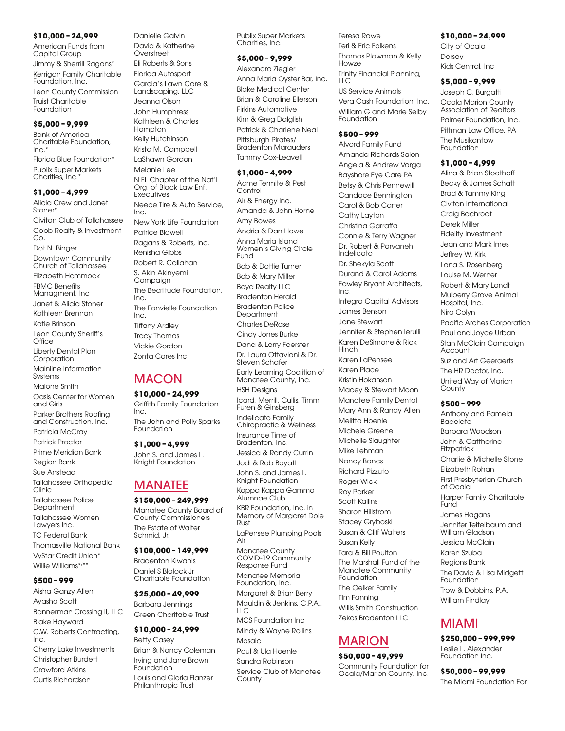### $10,000 - 24,999

American Funds from Capital Group
Jimmy & Sherrill Ragans*
Kerrigan Family Charitable Foundation, Inc.
Leon County Commission
Truist Charitable Foundation

### $5,000 - 9,999

Bank of America Charitable Foundation, Inc.*
Florida Blue Foundation*
Publix Super Markets Charities, Inc.*

### $1,000 - 4,999

Alicia Crew and Janet Stoner*
Civitan Club of Tallahassee
Cobb Realty & Investment Co.
Dot N. Binger
Downtown Community Church of Tallahassee
Elizabeth Hammock
FBMC Benefits Managment, Inc
Janet & Alicia Stoner
Kathleen Brennan
Katie Brinson
Leon County Sheriff's Office
Liberty Dental Plan Corporation
Mainline Information Systems
Malone Smith
Oasis Center for Women and Girls
Parker Brothers Roofing and Construction, Inc.
Patricia McCray
Patrick Proctor
Prime Meridian Bank
Region Bank
Sue Anstead
Tallahassee Orthopedic Clinic
Tallahassee Police Department
Tallahassee Women Lawyers Inc.
TC Federal Bank
Thomasville National Bank
VyStar Credit Union*
Willie Williams*/**

### $500 - 999

Aisha Ganzy Allen
Ayasha Scott
Bannerman Crossing II, LLC
Blake Hayward
C.W. Roberts Contracting, Inc.
Cherry Lake Investments
Christopher Burdett
Crawford Atkins
Curtis Richardson
Danielle Galvin
David & Katherine Overstreet
Eli Roberts & Sons
Florida Autosport
Garcia's Lawn Care & Landscaping, LLC
Jeanna Olson
John Humphress
Kathleen & Charles Hampton
Kelly Hutchinson
Krista M. Campbell
LaShawn Gordon
Melanie Lee
N FL Chapter of the Nat'l Org. of Black Law Enf. Executives
Neece Tire & Auto Service, Inc.
New York Life Foundation
Patrice Bidwell
Ragans & Roberts, Inc.
Renisha Gibbs
Robert R. Callahan
S. Akin Akinyemi Campaign
The Beatitude Foundation, Inc.
The Fonvielle Foundation Inc.
Tiffany Ardley
Tracy Thomas
Vickie Gordon
Zonta Cares Inc.

## MACON

### $10,000 - 24,999

Griffith Family Foundation Inc.
The John and Polly Sparks Foundation

### $1,000 - 4,999

John S. and James L. Knight Foundation

## MANATEE

### $150,000 - 249,999

Manatee County Board of County Commissioners
The Estate of Walter Schmid, Jr.

### $100,000 - 149,999

Bradenton Kiwanis
Daniel S Blalock Jr Charitable Foundation

### $25,000 - 49,999

Barbara Jennings
Green Charitable Trust

### $10,000 - 24,999

Betty Casey
Brian & Nancy Coleman
Irving and Jane Brown Foundation
Louis and Gloria Flanzer Philanthropic Trust
Publix Super Markets Charities, Inc.

### $5,000 - 9,999

Alexandra Ziegler
Anna Maria Oyster Bar, Inc.
Blake Medical Center
Brian & Caroline Ellerson
Firkins Automotive
Kim & Greg Dalglish
Patrick & Charlene Neal
Pittsburgh Pirates/ Bradenton Marauders
Tammy Cox-Leavell

### $1,000 - 4,999

Acme Termite & Pest Control
Air & Energy Inc.
Amanda & John Horne
Amy Bowes
Andria & Dan Howe
Anna Maria Island Women's Giving Circle Fund
Bob & Dottie Turner
Bob & Mary Miller
Boyd Realty LLC
Bradenton Herald
Bradenton Police Department
Charles DeRose
Cindy Jones Burke
Dana & Larry Foerster
Dr. Laura Ottaviani & Dr. Steven Schafer
Early Learning Coalition of Manatee County, Inc.
HSH Designs
Icard, Merrill, Cullis, Timm, Furen & Ginsberg
Indelicato Family Chiropractic & Wellness
Insurance Time of Bradenton, Inc.
Jessica & Randy Currin
Jodi & Rob Boyatt
John S. and James L. Knight Foundation
Kappa Kappa Gamma Alumnae Club
KBR Foundation, Inc. in Memory of Margaret Dole Rust
LaPensee Plumping Pools Air
Manatee County COVID-19 Community Response Fund
Manatee Memorial Foundation, Inc.
Margaret & Brian Berry
Mauldin & Jenkins, C.P.A., LLC
MCS Foundation Inc
Mindy & Wayne Rollins
Mosaic
Paul & Ula Hoenle
Sandra Robinson
Service Club of Manatee County
Teresa Rawe
Teri & Eric Folkens
Thomas Plowman & Kelly Howze
Trinity Financial Planning, LLC
US Service Animals
Vera Cash Foundation, Inc.
William G and Marie Selby Foundation

### $500 - 999

Alvord Family Fund
Amanda Richards Salon
Angela & Andrew Varga
Bayshore Eye Care PA
Betsy & Chris Pennewill
Candace Bennington
Carol & Bob Carter
Cathy Layton
Christina Garraffa
Connie & Terry Wagner
Dr. Robert & Parvaneh Indelicato
Dr. Shekyla Scott
Durand & Carol Adams
Fawley Bryant Architects, Inc.
Integra Capital Advisors
James Benson
Jane Stewart
Jennifer & Stephen Ierulli
Karen DeSimone & Rick Hinch
Karen LaPensee
Karen Place
Kristin Hokanson
Macey & Stewart Moon
Manatee Family Dental
Mary Ann & Randy Allen
Melitta Hoenle
Michele Greene
Michelle Slaughter
Mike Lehman
Nancy Bancs
Richard Pizzuto
Roger Wick
Roy Parker
Scott Kallins
Sharon Hillstrom
Stacey Gryboski
Susan & Cliff Walters
Susan Kelly
Tara & Bill Poulton
The Marshall Fund of the Manatee Community Foundation
The Oelker Family
Tim Fanning
Willis Smith Construction
Zekos Bradenton LLC

## MARION

### $50,000 - 49,999

Community Foundation for Ocala/Marion County, Inc.

### $10,000 - 24,999

City of Ocala
Dorsay
Kids Central, Inc

### $5,000 - 9,999

Joseph C. Burgatti
Ocala Marion County Association of Realtors
Palmer Foundation, Inc.
Pittman Law Office, PA
The Musikantow Foundation

### $1,000 - 4,999

Alina & Brian Stoothoff
Becky & James Schatt
Brad & Tammy King
Civitan International
Craig Bachrodt
Derek Miller
Fidelity Investment
Jean and Mark Imes
Jeffrey W. Kirk
Lana S. Rosenberg
Louise M. Werner
Robert & Mary Landt
Mulberry Grove Animal Hospital, Inc.
Nira Colyn
Pacific Arches Corporation
Paul and Joyce Urban
Stan McClain Campaign Account
Suz and Art Geeraerts
The HR Doctor, Inc.
United Way of Marion County

### $500 - 999

Anthony and Pamela Badolato
Barbara Woodson
John & Cattherine Fitzpatrick
Charlie & Michelle Stone
Elizabeth Rohan
First Presbyterian Church of Ocala
Harper Family Charitable Fund
James Hagans
Jennifer Teitelbaum and William Gladson
Jessica McClain
Karen Szuba
Regions Bank
The David & Lisa Midgett Foundation
Trow & Dobbins, P.A.
William Findlay

## MIAMI

### $250,000 - 999,999

Leslie L. Alexander Foundation Inc.

### $50,000 - 99,999

The Miami Foundation For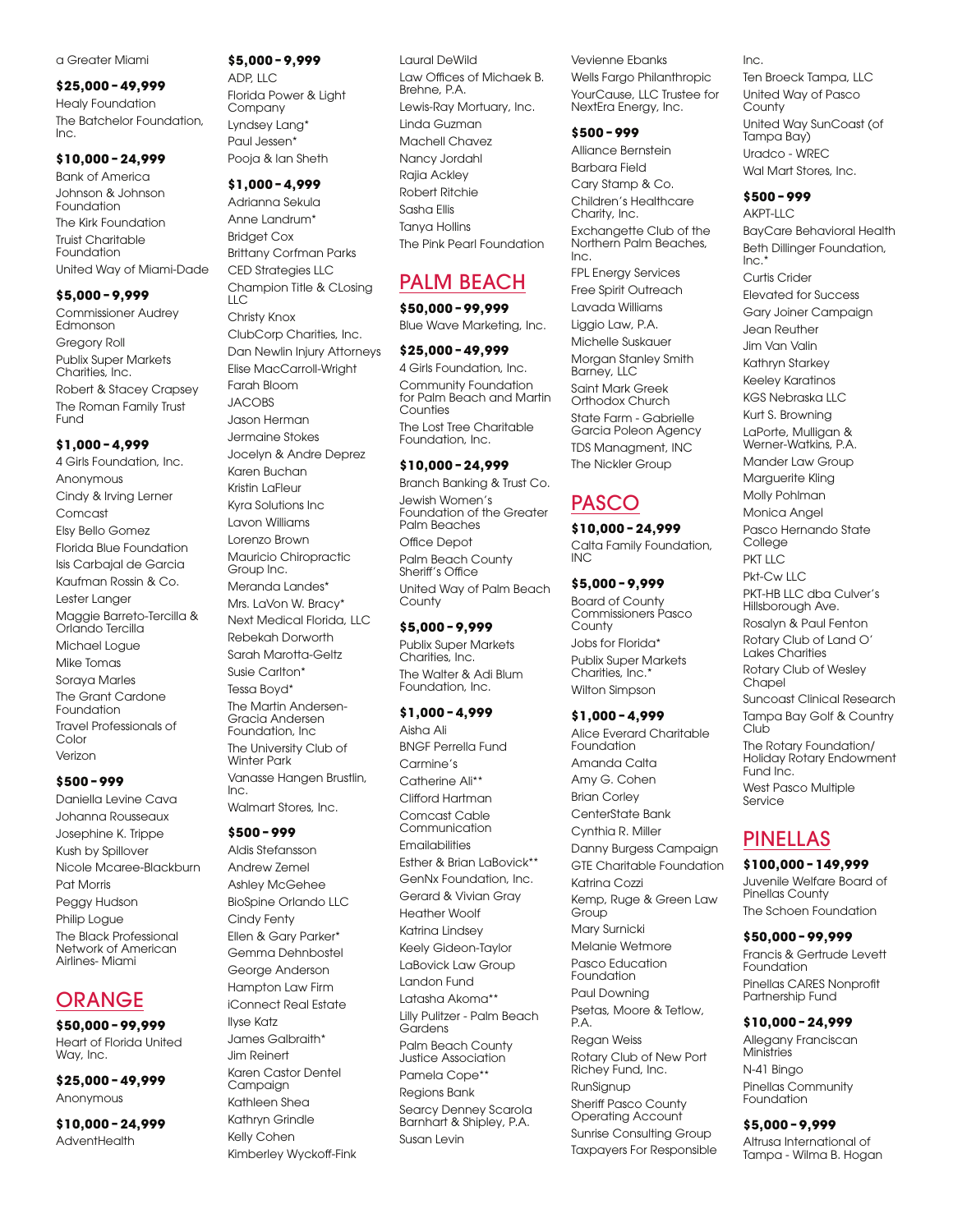a Greater Miami

**$25,000 - 49,999**

Healy Foundation

The Batchelor Foundation, Inc.

**$10,000 - 24,999**

Bank of America

Johnson & Johnson Foundation

The Kirk Foundation

Truist Charitable Foundation

United Way of Miami-Dade

**$5,000 - 9,999**

Commissioner Audrey Edmonson

Gregory Roll

Publix Super Markets Charities, Inc.

Robert & Stacey Crapsey

The Roman Family Trust Fund

**$1,000 - 4,999**

4 Girls Foundation, Inc.

Anonymous

Cindy & Irving Lerner

Comcast

Elsy Bello Gomez

Florida Blue Foundation

Isis Carbajal de Garcia

Kaufman Rossin & Co.

Lester Langer

Maggie Barreto-Tercilla & Orlando Tercilla

Michael Logue

Mike Tomas

Soraya Marles

The Grant Cardone Foundation

Travel Professionals of Color

Verizon

**$500 - 999**

Daniella Levine Cava

Johanna Rousseaux

Josephine K. Trippe

Kush by Spillover

Nicole Mcaree-Blackburn

Pat Morris

Peggy Hudson

Philip Logue

The Black Professional Network of American Airlines- Miami

## ORANGE

**$50,000 - 99,999**

Heart of Florida United Way, Inc.

**$25,000 - 49,999**

Anonymous

**$10,000 - 24,999**

AdventHealth

**$5,000 - 9,999**

ADP, LLC

Florida Power & Light Company

Lyndsey Lang*

Paul Jessen*

Pooja & Ian Sheth

**$1,000 - 4,999**

Adrianna Sekula

Anne Landrum*

Bridget Cox

Brittany Corfman Parks

CED Strategies LLC

Champion Title & CLosing LLC

Christy Knox

ClubCorp Charities, Inc.

Dan Newlin Injury Attorneys

Elise MacCarroll-Wright

Farah Bloom

JACOBS

Jason Herman

Jermaine Stokes

Jocelyn & Andre Deprez

Karen Buchan

Kristin LaFleur

Kyra Solutions Inc

Lavon Williams

Lorenzo Brown

Mauricio Chiropractic Group Inc.

Meranda Landes*

Mrs. LaVon W. Bracy*

Next Medical Florida, LLC

Rebekah Dorworth

Sarah Marotta-Geltz

Susie Carlton*

Tessa Boyd*

The Martin Andersen-Gracia Andersen Foundation, Inc

The University Club of Winter Park

Vanasse Hangen Brustlin, Inc.

Walmart Stores, Inc.

**$500 - 999**

Aldis Stefansson

Andrew Zemel

Ashley McGehee

BioSpine Orlando LLC

Cindy Fenty

Ellen & Gary Parker*

Gemma Dehnbostel

George Anderson

Hampton Law Firm

iConnect Real Estate

Ilyse Katz

James Galbraith*

Jim Reinert

Karen Castor Dentel Campaign

Kathleen Shea

Kathryn Grindle

Kelly Cohen

Kimberley Wyckoff-Fink

Laural DeWild

Law Offices of Michaek B. Brehne, P.A.

Lewis-Ray Mortuary, Inc.

Linda Guzman

Machell Chavez

Nancy Jordahl

Rajia Ackley

Robert Ritchie

Sasha Ellis

Tanya Hollins

The Pink Pearl Foundation

## PALM BEACH

**$50,000 - 99,999**

Blue Wave Marketing, Inc.

**$25,000 - 49,999**

4 Girls Foundation, Inc.

Community Foundation for Palm Beach and Martin Counties

The Lost Tree Charitable Foundation, Inc.

**$10,000 - 24,999**

Branch Banking & Trust Co.

Jewish Women's Foundation of the Greater Palm Beaches

Office Depot

Palm Beach County Sheriff's Office

United Way of Palm Beach County

**$5,000 - 9,999**

Publix Super Markets Charities, Inc.

The Walter & Adi Blum Foundation, Inc.

**$1,000 - 4,999**

Aisha Ali

BNGF Perrella Fund

Carmine's

Catherine Ali**

Clifford Hartman

Comcast Cable Communication

Emailabilities

Esther & Brian LaBovick**

GenNx Foundation, Inc.

Gerard & Vivian Gray

Heather Woolf

Katrina Lindsey

Keely Gideon-Taylor

LaBovick Law Group

Landon Fund

Latasha Akoma**

Lilly Pulitzer - Palm Beach Gardens

Palm Beach County Justice Association

Pamela Cope**

Regions Bank

Searcy Denney Scarola Barnhart & Shipley, P.A.

Susan Levin

Vevienne Ebanks

Wells Fargo Philanthropic

YourCause, LLC Trustee for NextEra Energy, Inc.

**$500 - 999**

Alliance Bernstein

Barbara Field

Cary Stamp & Co.

Children's Healthcare Charity, Inc.

Exchangette Club of the Northern Palm Beaches, Inc.

FPL Energy Services

Free Spirit Outreach

Lavada Williams

Liggio Law, P.A.

Michelle Suskauer

Morgan Stanley Smith Barney, LLC

Saint Mark Greek Orthodox Church

State Farm - Gabrielle Garcia Poleon Agency

TDS Managment, INC

The Nickler Group

## PASCO

**$10,000 - 24,999**

Calta Family Foundation, INC

**$5,000 - 9,999**

Board of County Commissioners Pasco County

Jobs for Florida*

Publix Super Markets Charities, Inc.*

Wilton Simpson

**$1,000 - 4,999**

Alice Everard Charitable Foundation

Amanda Calta

Amy G. Cohen

Brian Corley

CenterState Bank

Cynthia R. Miller

Danny Burgess Campaign

GTE Charitable Foundation

Katrina Cozzi

Kemp, Ruge & Green Law Group

Mary Surnicki

Melanie Wetmore

Pasco Education Foundation

Paul Downing

Psetas, Moore & Tetlow, P.A.

Regan Weiss

Rotary Club of New Port Richey Fund, Inc.

RunSignup

Sheriff Pasco County Operating Account

Sunrise Consulting Group

Taxpayers For Responsible Inc.

Ten Broeck Tampa, LLC

United Way of Pasco County

United Way SunCoast (of Tampa Bay)

Uradco - WREC

Wal Mart Stores, Inc.

**$500 - 999**

AKPT-LLC

BayCare Behavioral Health

Beth Dillinger Foundation, Inc.*

Curtis Crider

Elevated for Success

Gary Joiner Campaign

Jean Reuther

Jim Van Valin

Kathryn Starkey

Keeley Karatinos

KGS Nebraska LLC

Kurt S. Browning

LaPorte, Mulligan & Werner-Watkins, P.A.

Mander Law Group

Marguerite Kling

Molly Pohlman

Monica Angel

Pasco Hernando State College

PKT LLC

Pkt-Cw LLC

PKT-HB LLC dba Culver's Hillsborough Ave.

Rosalyn & Paul Fenton

Rotary Club of Land O' Lakes Charities

Rotary Club of Wesley Chapel

Suncoast Clinical Research

Tampa Bay Golf & Country Club

The Rotary Foundation/ Holiday Rotary Endowment Fund Inc.

West Pasco Multiple Service

## PINELLAS

**$100,000 - 149,999**

Juvenile Welfare Board of Pinellas County

The Schoen Foundation

**$50,000 - 99,999**

Francis & Gertrude Levett Foundation

Pinellas CARES Nonprofit Partnership Fund

**$10,000 - 24,999**

Allegany Franciscan Ministries

N-41 Bingo

Pinellas Community Foundation

**$5,000 - 9,999**

Altrusa International of Tampa - Wilma B. Hogan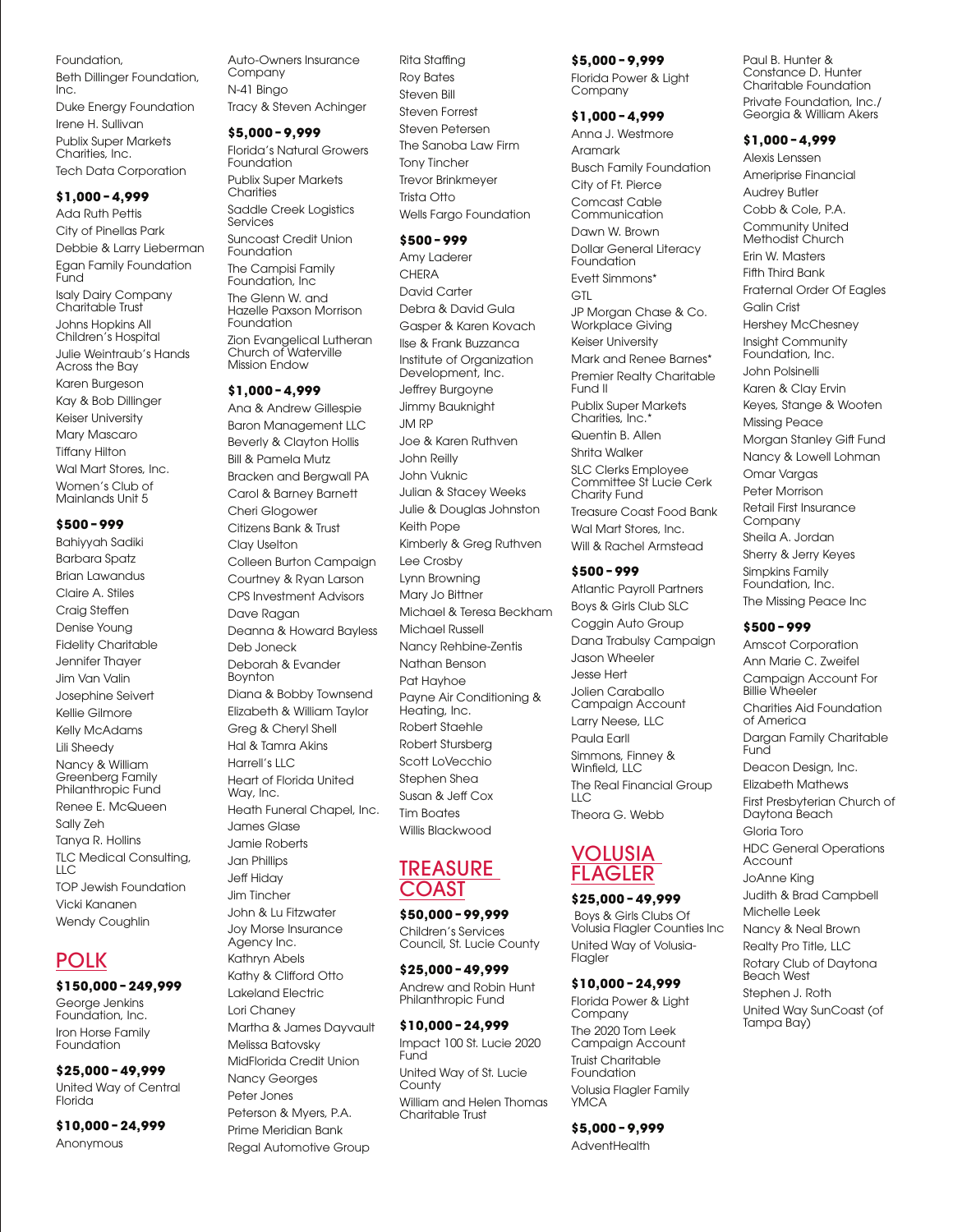Foundation,

Beth Dillinger Foundation, Inc.

Duke Energy Foundation

Irene H. Sullivan

Publix Super Markets Charities, Inc.

Tech Data Corporation

**$1,000 - 4,999**

Ada Ruth Pettis

City of Pinellas Park

Debbie & Larry Lieberman

Egan Family Foundation Fund

Isaly Dairy Company Charitable Trust

Johns Hopkins All Children's Hospital

Julie Weintraub's Hands Across the Bay

Karen Burgeson

Kay & Bob Dillinger

Keiser University

Mary Mascaro

Tiffany Hilton

Wal Mart Stores, Inc.

Women's Club of Mainlands Unit 5

**$500 - 999**

Bahiyyah Sadiki

Barbara Spatz

Brian Lawandus

Claire A. Stiles

Craig Steffen

Denise Young

Fidelity Charitable

Jennifer Thayer

Jim Van Valin

Josephine Seivert

Kellie Gilmore

Kelly McAdams

Lili Sheedy

Nancy & William Greenberg Family Philanthropic Fund

Renee E. McQueen

Sally Zeh

Tanya R. Hollins

TLC Medical Consulting, LLC

TOP Jewish Foundation

Vicki Kananen

Wendy Coughlin

## POLK

**$150,000 - 249,999**

George Jenkins Foundation, Inc.

Iron Horse Family Foundation

**$25,000 - 49,999**

United Way of Central Florida

**$10,000 - 24,999**

Anonymous

Auto-Owners Insurance Company

N-41 Bingo

Tracy & Steven Achinger

**$5,000 - 9,999**

Florida's Natural Growers Foundation

Publix Super Markets Charities

Saddle Creek Logistics Services

Suncoast Credit Union Foundation

The Campisi Family Foundation, Inc

The Glenn W. and Hazelle Paxson Morrison Foundation

Zion Evangelical Lutheran Church of Waterville Mission Endow

**$1,000 - 4,999**

Ana & Andrew Gillespie

Baron Management LLC

Beverly & Clayton Hollis

Bill & Pamela Mutz

Bracken and Bergwall PA

Carol & Barney Barnett

Cheri Glogower

Citizens Bank & Trust

Clay Uselton

Colleen Burton Campaign

Courtney & Ryan Larson

CPS Investment Advisors

Dave Ragan

Deanna & Howard Bayless

Deb Joneck

Deborah & Evander Boynton

Diana & Bobby Townsend

Elizabeth & William Taylor

Greg & Cheryl Shell

Hal & Tamra Akins

Harrell's LLC

Heart of Florida United Way, Inc.

Heath Funeral Chapel, Inc.

James Glase

Jamie Roberts

Jan Phillips

Jeff Hiday

Jim Tincher

John & Lu Fitzwater

Joy Morse Insurance Agency Inc.

Kathryn Abels

Kathy & Clifford Otto

Lakeland Electric

Lori Chaney

Martha & James Dayvault

Melissa Batovsky

MidFlorida Credit Union

Nancy Georges

Peter Jones

Peterson & Myers, P.A.

Prime Meridian Bank

Regal Automotive Group

Rita Staffing

Roy Bates

Steven Bill

Steven Forrest

Steven Petersen

The Sanoba Law Firm

Tony Tincher

Trevor Brinkmeyer

Trista Otto

Wells Fargo Foundation

**$500 - 999**

Amy Laderer

CHERA

David Carter

Debra & David Gula

Gasper & Karen Kovach

Ilse & Frank Buzzanca

Institute of Organization Development, Inc.

Jeffrey Burgoyne

Jimmy Bauknight

JM RP

Joe & Karen Ruthven

John Reilly

John Vuknic

Julian & Stacey Weeks

Julie & Douglas Johnston

Keith Pope

Kimberly & Greg Ruthven

Lee Crosby

Lynn Browning

Mary Jo Bittner

Michael & Teresa Beckham

Michael Russell

Nancy Rehbine-Zentis

Nathan Benson

Pat Hayhoe

Payne Air Conditioning & Heating, Inc.

Robert Staehle

Robert Stursberg

Scott LoVecchio

Stephen Shea

Susan & Jeff Cox

Tim Boates

Willis Blackwood

## TREASURE COAST

**$50,000 - 99,999**

Children's Services Council, St. Lucie County

**$25,000 - 49,999**

Andrew and Robin Hunt Philanthropic Fund

**$10,000 - 24,999**

Impact 100 St. Lucie 2020 Fund

United Way of St. Lucie County

William and Helen Thomas Charitable Trust

**$5,000 - 9,999**

Florida Power & Light Company

**$1,000 - 4,999**

Anna J. Westmore

Aramark

Busch Family Foundation

City of Ft. Pierce

Comcast Cable Communication

Dawn W. Brown

Dollar General Literacy Foundation

Evett Simmons*

GTL

JP Morgan Chase & Co. Workplace Giving

Keiser University

Mark and Renee Barnes*

Premier Realty Charitable Fund II

Publix Super Markets Charities, Inc.*

Quentin B. Allen

Shrita Walker

SLC Clerks Employee Committee St Lucie Cerk Charity Fund

Treasure Coast Food Bank

Wal Mart Stores, Inc.

Will & Rachel Armstead

**$500 - 999**

Atlantic Payroll Partners

Boys & Girls Club SLC

Coggin Auto Group

Dana Trabulsy Campaign

Jason Wheeler

Jesse Hert

Jolien Caraballo Campaign Account

Larry Neese, LLC

Paula Earll

Simmons, Finney & Winfield, LLC

The Real Financial Group LLC

Theora G. Webb

## VOLUSIA FLAGLER

**$25,000 - 49,999**

Boys & Girls Clubs Of Volusia Flagler Counties Inc

United Way of Volusia-Flagler

**$10,000 - 24,999**

Florida Power & Light Company

The 2020 Tom Leek Campaign Account

Truist Charitable Foundation

Volusia Flagler Family YMCA

**$5,000 - 9,999**

AdventHealth

Paul B. Hunter & Constance D. Hunter Charitable Foundation

Private Foundation, Inc./ Georgia & William Akers

**$1,000 - 4,999**

Alexis Lenssen

Ameriprise Financial

Audrey Butler

Cobb & Cole, P.A.

Community United Methodist Church

Erin W. Masters

Fifth Third Bank

Fraternal Order Of Eagles

Galin Crist

Hershey McChesney

Insight Community Foundation, Inc.

John Polsinelli

Karen & Clay Ervin

Keyes, Stange & Wooten

Missing Peace

Morgan Stanley Gift Fund

Nancy & Lowell Lohman

Omar Vargas

Peter Morrison

Retail First Insurance Company

Sheila A. Jordan

Sherry & Jerry Keyes

Simpkins Family Foundation, Inc.

The Missing Peace Inc

**$500 - 999**

Amscot Corporation

Ann Marie C. Zweifel

Campaign Account For Billie Wheeler

Charities Aid Foundation of America

Dargan Family Charitable Fund

Deacon Design, Inc.

Elizabeth Mathews

First Presbyterian Church of Daytona Beach

Gloria Toro

HDC General Operations Account

JoAnne King

Judith & Brad Campbell

Michelle Leek

Nancy & Neal Brown

Realty Pro Title, LLC

Rotary Club of Daytona Beach West

Stephen J. Roth

United Way SunCoast (of Tampa Bay)